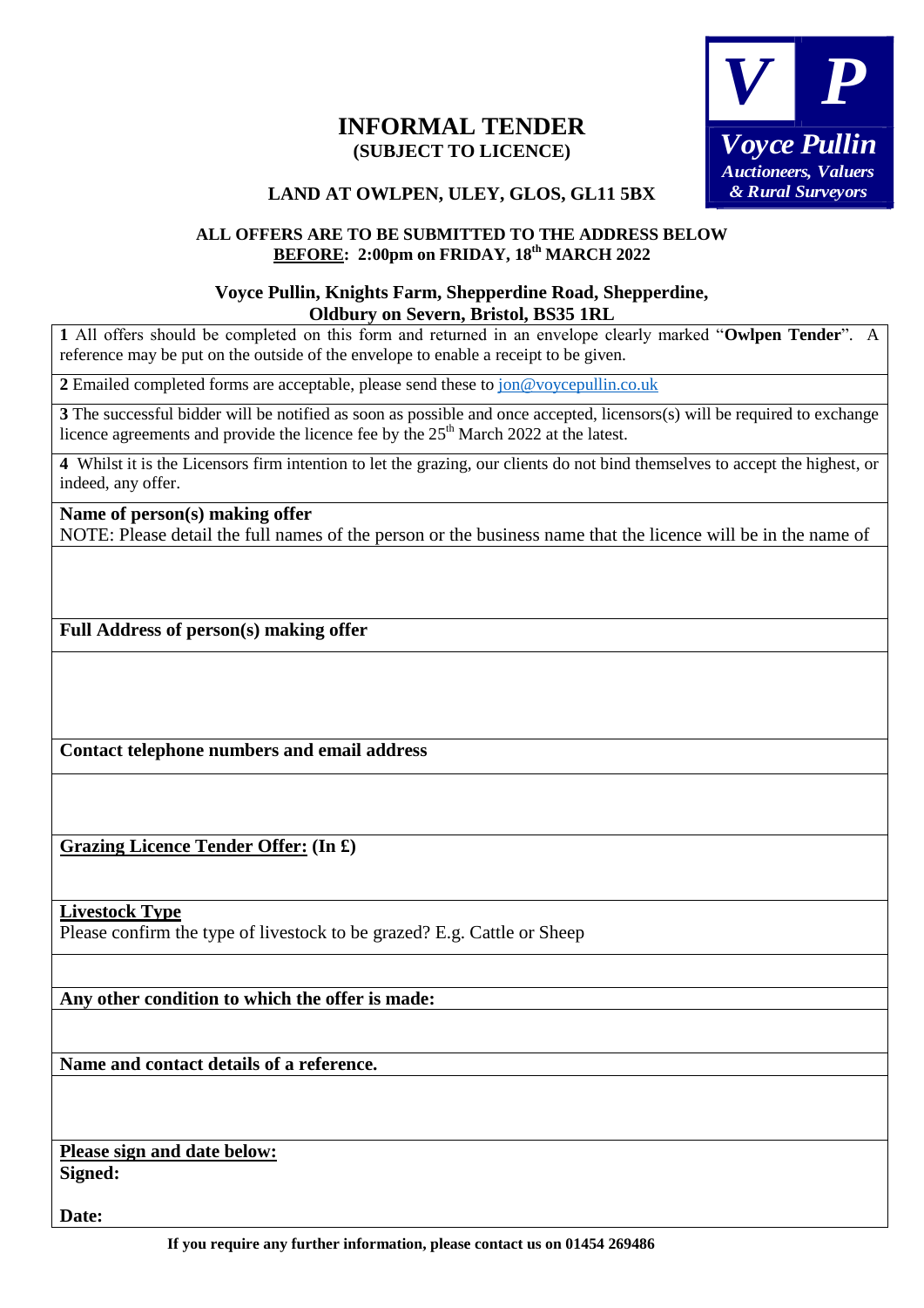# INFORMAL TENDER

**(SUBJECT TO LICENCE)**

**Voyce Pullin**
*Auctioneers, Valuers & Rural Surveyors*

## LAND AT OWLPEN, ULEY, GLOS, GL11 5BX

**ALL OFFERS ARE TO BE SUBMITTED TO THE ADDRESS BELOW**
**BEFORE: 2:00pm on FRIDAY, 18th MARCH 2022**

**Voyce Pullin, Knights Farm, Shepperdine Road, Shepperdine, Oldbury on Severn, Bristol, BS35 1RL**

**1** All offers should be completed on this form and returned in an envelope clearly marked "**Owlpen Tender**". A reference may be put on the outside of the envelope to enable a receipt to be given.

**2** Emailed completed forms are acceptable, please send these to jon@voycepullin.co.uk

**3** The successful bidder will be notified as soon as possible and once accepted, licensors(s) will be required to exchange licence agreements and provide the licence fee by the 25th March 2022 at the latest.

**4** Whilst it is the Licensors firm intention to let the grazing, our clients do not bind themselves to accept the highest, or indeed, any offer.

**Name of person(s) making offer**
NOTE: Please detail the full names of the person or the business name that the licence will be in the name of

**Full Address of person(s) making offer**

**Contact telephone numbers and email address**

**Grazing Licence Tender Offer: (In £)**

**Livestock Type**
Please confirm the type of livestock to be grazed? E.g. Cattle or Sheep

**Any other condition to which the offer is made:**

**Name and contact details of a reference.**

**Please sign and date below:**

**Signed:**

**Date:**

**If you require any further information, please contact us on 01454 269486**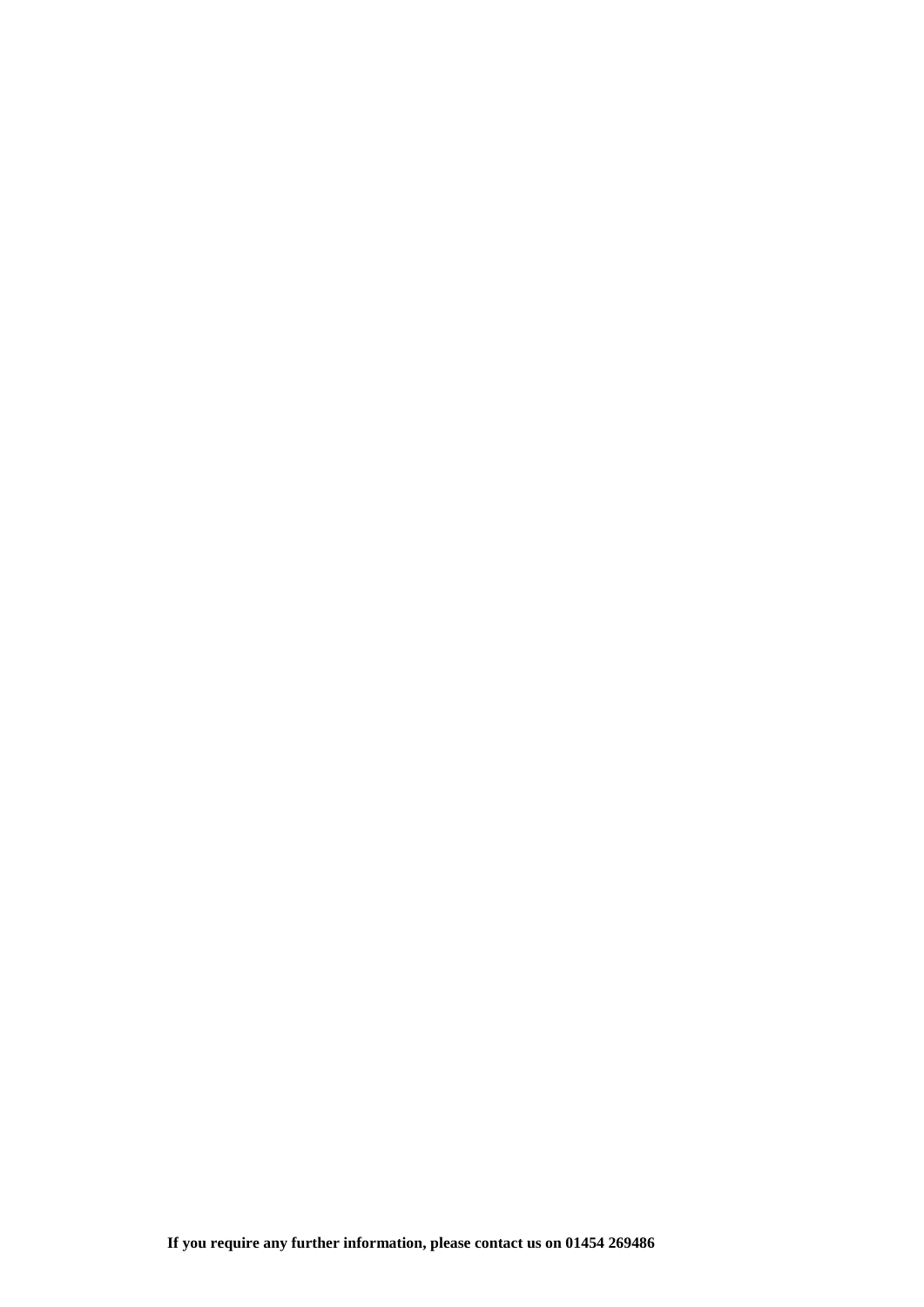**If you require any further information, please contact us on 01454 269486**